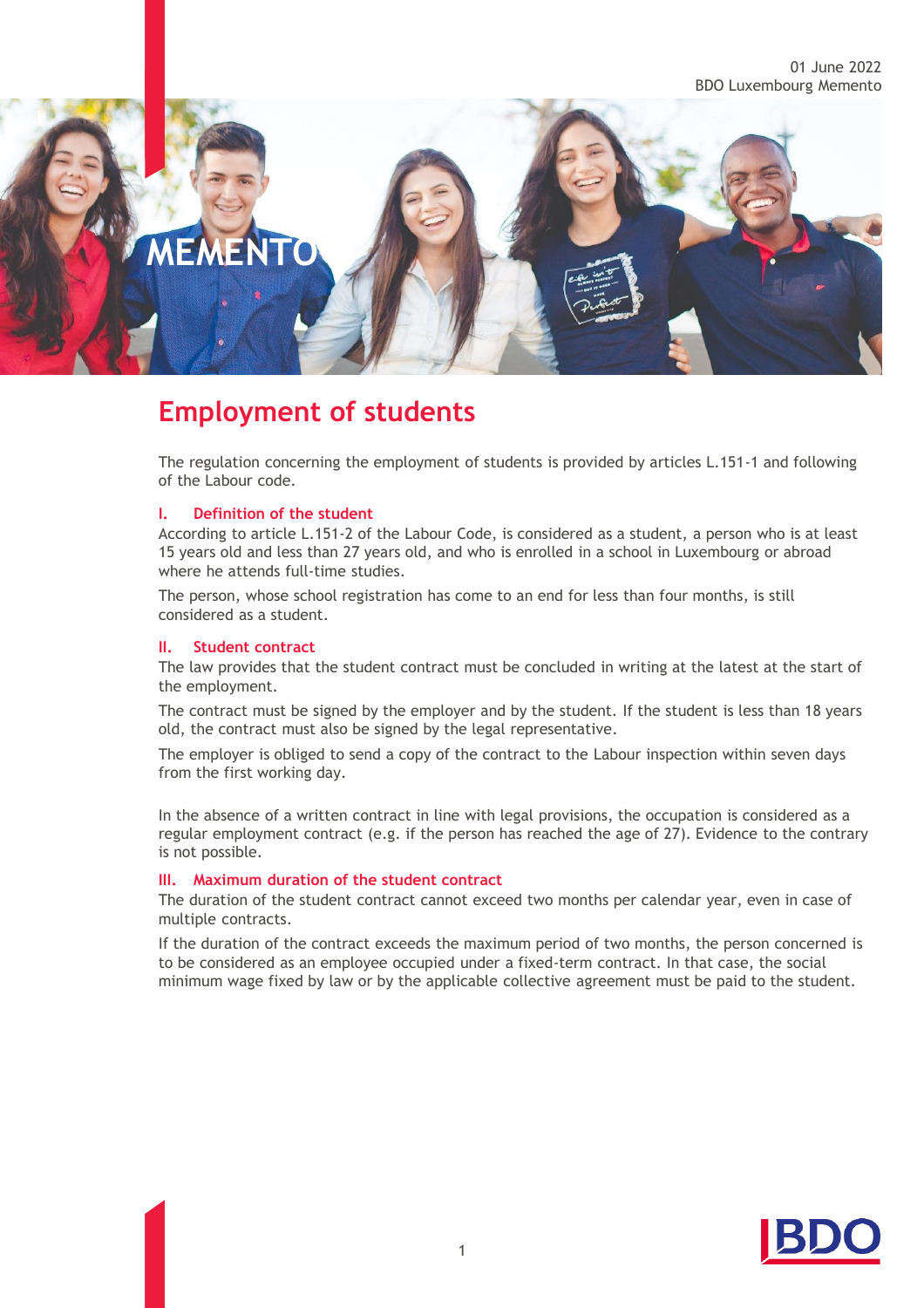01 June 2022
BDO Luxembourg Memento

MEMENTO

# Employment of students

The regulation concerning the employment of students is provided by articles L.151-1 and following of the Labour code.

## I. Definition of the student

According to article L.151-2 of the Labour Code, is considered as a student, a person who is at least 15 years old and less than 27 years old, and who is enrolled in a school in Luxembourg or abroad where he attends full-time studies.

The person, whose school registration has come to an end for less than four months, is still considered as a student.

## II. Student contract

The law provides that the student contract must be concluded in writing at the latest at the start of the employment.

The contract must be signed by the employer and by the student. If the student is less than 18 years old, the contract must also be signed by the legal representative.

The employer is obliged to send a copy of the contract to the Labour inspection within seven days from the first working day.

In the absence of a written contract in line with legal provisions, the occupation is considered as a regular employment contract (e.g. if the person has reached the age of 27). Evidence to the contrary is not possible.

## III. Maximum duration of the student contract

The duration of the student contract cannot exceed two months per calendar year, even in case of multiple contracts.

If the duration of the contract exceeds the maximum period of two months, the person concerned is to be considered as an employee occupied under a fixed-term contract. In that case, the social minimum wage fixed by law or by the applicable collective agreement must be paid to the student.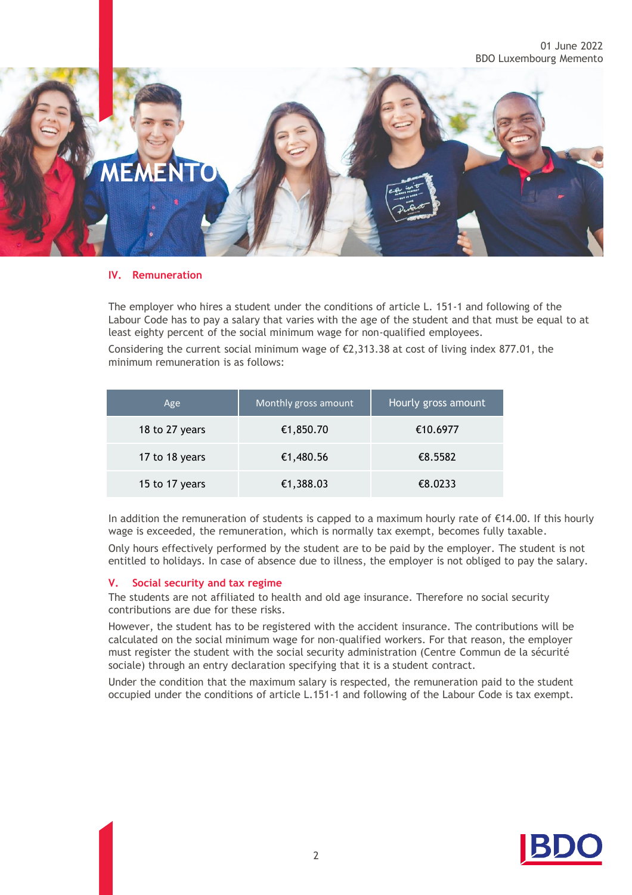## IV. Remuneration

The employer who hires a student under the conditions of article L. 151-1 and following of the Labour Code has to pay a salary that varies with the age of the student and that must be equal to at least eighty percent of the social minimum wage for non-qualified employees.

Considering the current social minimum wage of €2,313.38 at cost of living index 877.01, the minimum remuneration is as follows:

| Age | Monthly gross amount | Hourly gross amount |
|---|---|---|
| 18 to 27 years | €1,850.70 | €10.6977 |
| 17 to 18 years | €1,480.56 | €8.5582 |
| 15 to 17 years | €1,388.03 | €8.0233 |

In addition the remuneration of students is capped to a maximum hourly rate of €14.00. If this hourly wage is exceeded, the remuneration, which is normally tax exempt, becomes fully taxable.

Only hours effectively performed by the student are to be paid by the employer. The student is not entitled to holidays. In case of absence due to illness, the employer is not obliged to pay the salary.

## V. Social security and tax regime

The students are not affiliated to health and old age insurance. Therefore no social security contributions are due for these risks.

However, the student has to be registered with the accident insurance. The contributions will be calculated on the social minimum wage for non-qualified workers. For that reason, the employer must register the student with the social security administration (Centre Commun de la sécurité sociale) through an entry declaration specifying that it is a student contract.

Under the condition that the maximum salary is respected, the remuneration paid to the student occupied under the conditions of article L.151-1 and following of the Labour Code is tax exempt.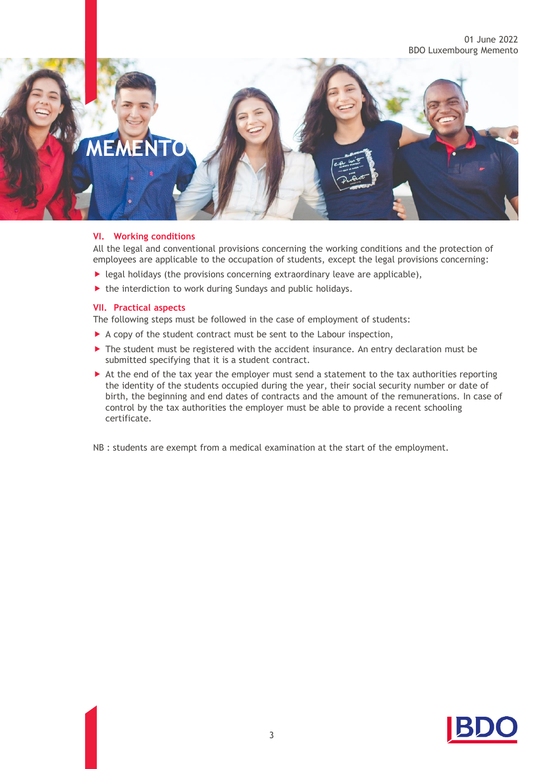### VI. Working conditions

All the legal and conventional provisions concerning the working conditions and the protection of employees are applicable to the occupation of students, except the legal provisions concerning:

- legal holidays (the provisions concerning extraordinary leave are applicable),
- the interdiction to work during Sundays and public holidays.

### VII. Practical aspects

The following steps must be followed in the case of employment of students:

- A copy of the student contract must be sent to the Labour inspection,
- The student must be registered with the accident insurance. An entry declaration must be submitted specifying that it is a student contract.
- At the end of the tax year the employer must send a statement to the tax authorities reporting the identity of the students occupied during the year, their social security number or date of birth, the beginning and end dates of contracts and the amount of the remunerations. In case of control by the tax authorities the employer must be able to provide a recent schooling certificate.

NB : students are exempt from a medical examination at the start of the employment.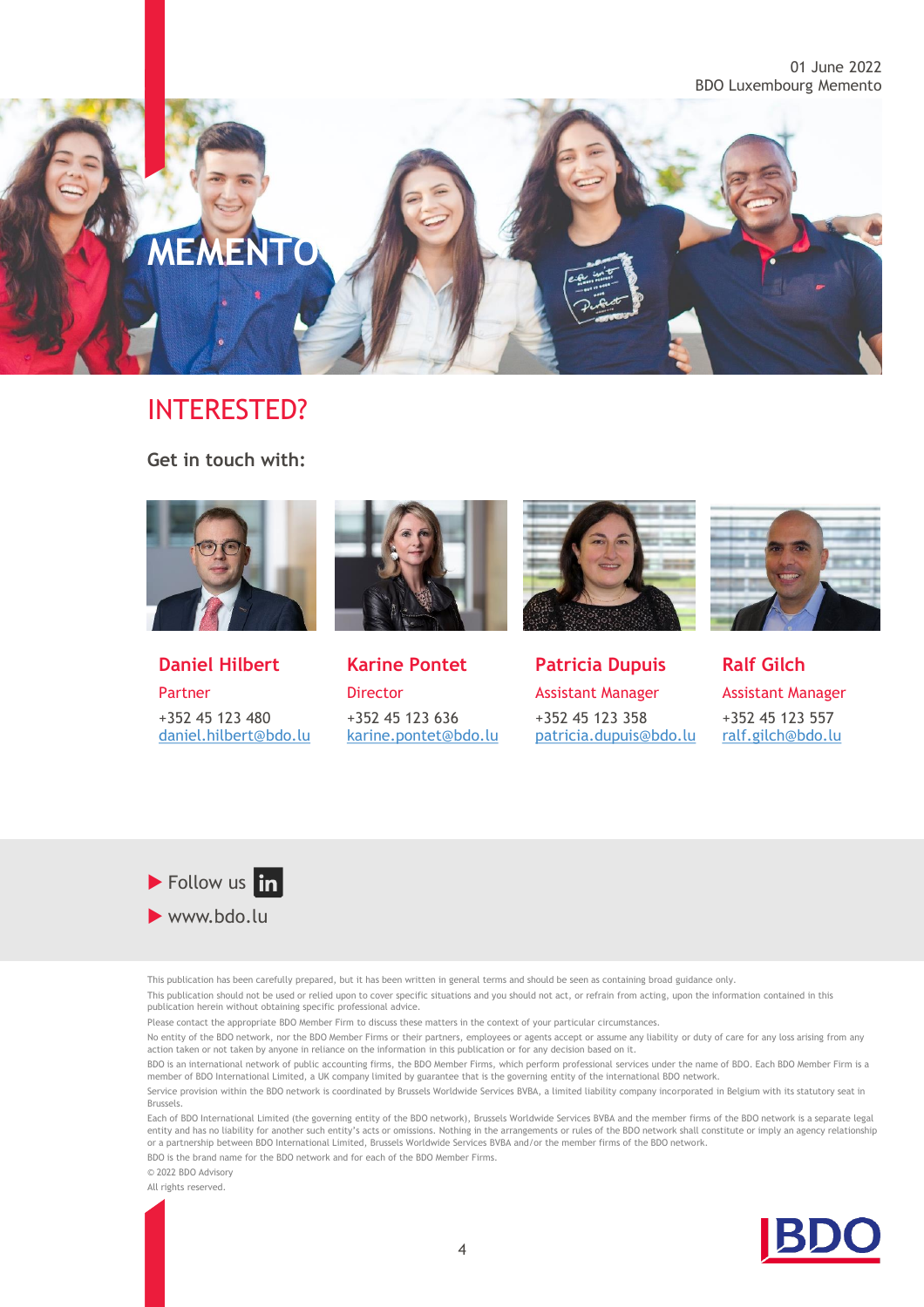# INTERESTED?

**Get in touch with:**

**Daniel Hilbert**
Partner
+352 45 123 480
daniel.hilbert@bdo.lu

**Karine Pontet**
Director
+352 45 123 636
karine.pontet@bdo.lu

**Patricia Dupuis**
Assistant Manager
+352 45 123 358
patricia.dupuis@bdo.lu

**Ralf Gilch**
Assistant Manager
+352 45 123 557
ralf.gilch@bdo.lu

▶ Follow us in

▶ www.bdo.lu

This publication has been carefully prepared, but it has been written in general terms and should be seen as containing broad guidance only.

This publication should not be used or relied upon to cover specific situations and you should not act, or refrain from acting, upon the information contained in this publication herein without obtaining specific professional advice.

Please contact the appropriate BDO Member Firm to discuss these matters in the context of your particular circumstances.

No entity of the BDO network, nor the BDO Member Firms or their partners, employees or agents accept or assume any liability or duty of care for any loss arising from any action taken or not taken by anyone in reliance on the information in this publication or for any decision based on it.

BDO is an international network of public accounting firms, the BDO Member Firms, which perform professional services under the name of BDO. Each BDO Member Firm is a member of BDO International Limited, a UK company limited by guarantee that is the governing entity of the international BDO network.

Service provision within the BDO network is coordinated by Brussels Worldwide Services BVBA, a limited liability company incorporated in Belgium with its statutory seat in Brussels.

Each of BDO International Limited (the governing entity of the BDO network), Brussels Worldwide Services BVBA and the member firms of the BDO network is a separate legal entity and has no liability for another such entity's acts or omissions. Nothing in the arrangements or rules of the BDO network shall constitute or imply an agency relationship or a partnership between BDO International Limited, Brussels Worldwide Services BVBA and/or the member firms of the BDO network.

BDO is the brand name for the BDO network and for each of the BDO Member Firms.

© 2022 BDO Advisory

All rights reserved.